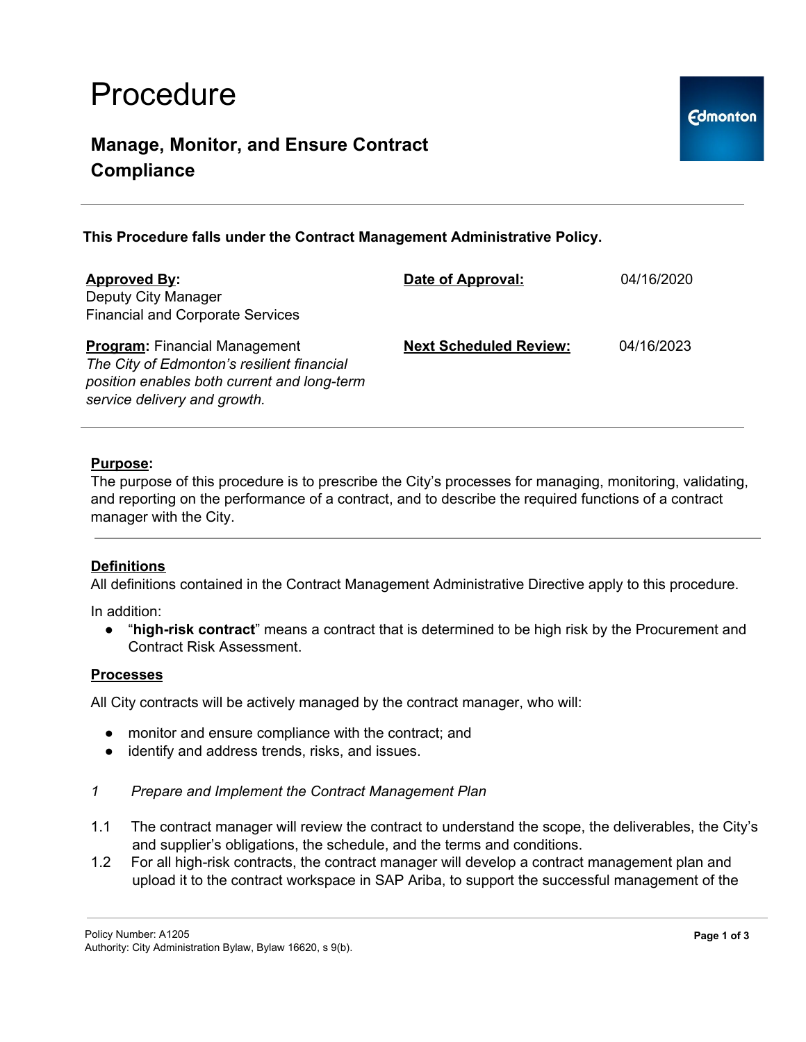# Procedure

## Manage, Monitor, and Ensure Contract Compliance

**This Procedure falls under the Contract Management Administrative Policy.**

| **Approved By:** Deputy City Manager Financial and Corporate Services | **Date of Approval:** | 04/16/2020 |
|---|---|---|
| **Program:** Financial Management *The City of Edmonton's resilient financial position enables both current and long-term service delivery and growth.* | **Next Scheduled Review:** | 04/16/2023 |

**Purpose:**

The purpose of this procedure is to prescribe the City's processes for managing, monitoring, validating, and reporting on the performance of a contract, and to describe the required functions of a contract manager with the City.

**Definitions**

All definitions contained in the Contract Management Administrative Directive apply to this procedure.

In addition:

- "**high-risk contract**" means a contract that is determined to be high risk by the Procurement and Contract Risk Assessment.

**Processes**

All City contracts will be actively managed by the contract manager, who will:

- monitor and ensure compliance with the contract; and
- identify and address trends, risks, and issues.

*1 Prepare and Implement the Contract Management Plan*

1.1 The contract manager will review the contract to understand the scope, the deliverables, the City's and supplier's obligations, the schedule, and the terms and conditions.

1.2 For all high-risk contracts, the contract manager will develop a contract management plan and upload it to the contract workspace in SAP Ariba, to support the successful management of the

Policy Number: A1205
Authority: City Administration Bylaw, Bylaw 16620, s 9(b).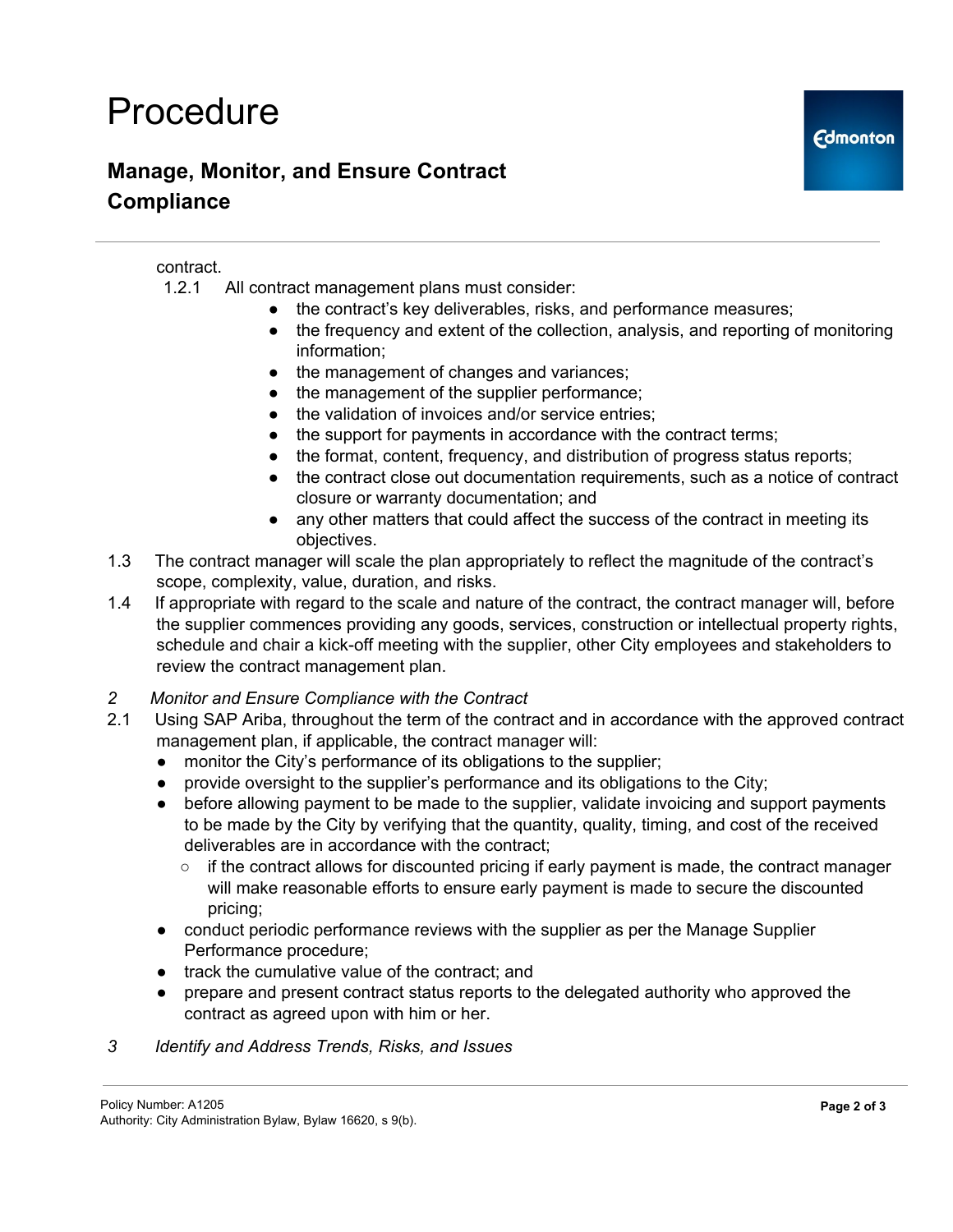contract.

1.2.1 All contract management plans must consider:

- the contract's key deliverables, risks, and performance measures;
- the frequency and extent of the collection, analysis, and reporting of monitoring information;
- the management of changes and variances;
- the management of the supplier performance;
- the validation of invoices and/or service entries;
- the support for payments in accordance with the contract terms;
- the format, content, frequency, and distribution of progress status reports;
- the contract close out documentation requirements, such as a notice of contract closure or warranty documentation; and
- any other matters that could affect the success of the contract in meeting its objectives.

1.3 The contract manager will scale the plan appropriately to reflect the magnitude of the contract's scope, complexity, value, duration, and risks.

1.4 If appropriate with regard to the scale and nature of the contract, the contract manager will, before the supplier commences providing any goods, services, construction or intellectual property rights, schedule and chair a kick-off meeting with the supplier, other City employees and stakeholders to review the contract management plan.

*2 Monitor and Ensure Compliance with the Contract*

2.1 Using SAP Ariba, throughout the term of the contract and in accordance with the approved contract management plan, if applicable, the contract manager will:

- monitor the City's performance of its obligations to the supplier;
- provide oversight to the supplier's performance and its obligations to the City;
- before allowing payment to be made to the supplier, validate invoicing and support payments to be made by the City by verifying that the quantity, quality, timing, and cost of the received deliverables are in accordance with the contract;
    - if the contract allows for discounted pricing if early payment is made, the contract manager will make reasonable efforts to ensure early payment is made to secure the discounted pricing;
- conduct periodic performance reviews with the supplier as per the Manage Supplier Performance procedure;
- track the cumulative value of the contract; and
- prepare and present contract status reports to the delegated authority who approved the contract as agreed upon with him or her.

*3 Identify and Address Trends, Risks, and Issues*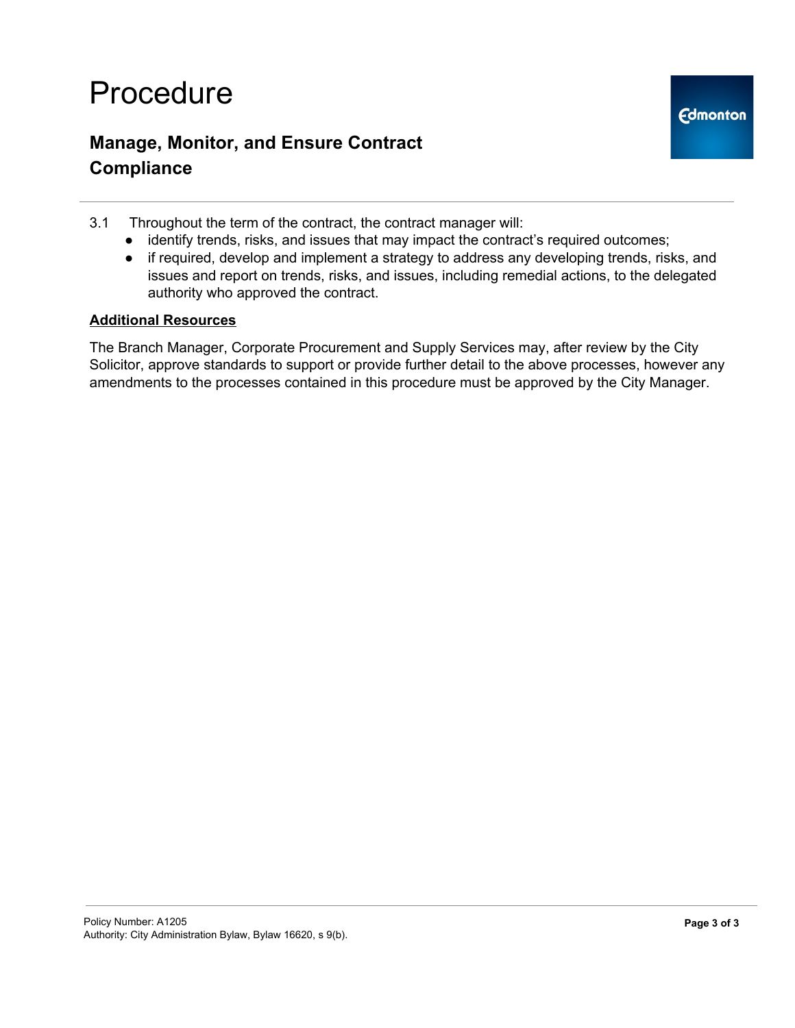# Procedure

## Manage, Monitor, and Ensure Contract Compliance

3.1 Throughout the term of the contract, the contract manager will:

- identify trends, risks, and issues that may impact the contract's required outcomes;
- if required, develop and implement a strategy to address any developing trends, risks, and issues and report on trends, risks, and issues, including remedial actions, to the delegated authority who approved the contract.

**Additional Resources**

The Branch Manager, Corporate Procurement and Supply Services may, after review by the City Solicitor, approve standards to support or provide further detail to the above processes, however any amendments to the processes contained in this procedure must be approved by the City Manager.

Policy Number: A1205
Authority: City Administration Bylaw, Bylaw 16620, s 9(b).